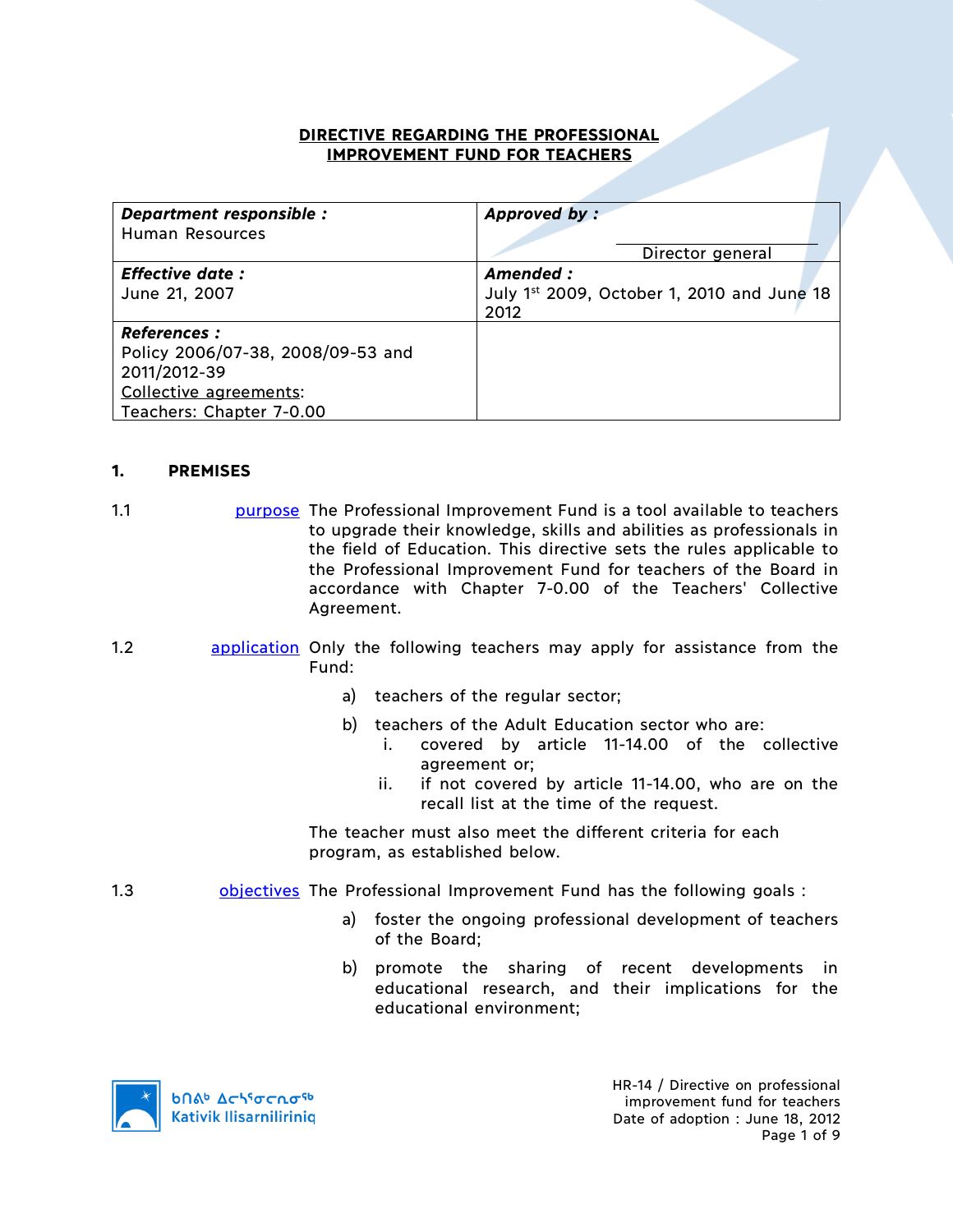# DIRECTIVE REGARDING THE PROFESSIONAL IMPROVEMENT FUND FOR TEACHERS

| ***Department responsible :*** Human Resources | ***Approved by :*** ______________________ Director general |
|---|---|
| ***Effective date :*** June 21, 2007 | ***Amended :*** July 1st 2009, October 1, 2010 and June 18 2012 |
| ***References :*** Policy 2006/07-38, 2008/09-53 and 2011/2012-39 Collective agreements: Teachers: Chapter 7-0.00 | |

## 1. PREMISES

1.1 purpose The Professional Improvement Fund is a tool available to teachers to upgrade their knowledge, skills and abilities as professionals in the field of Education. This directive sets the rules applicable to the Professional Improvement Fund for teachers of the Board in accordance with Chapter 7-0.00 of the Teachers' Collective Agreement.

1.2 application Only the following teachers may apply for assistance from the Fund:

a) teachers of the regular sector;

b) teachers of the Adult Education sector who are:
   i. covered by article 11-14.00 of the collective agreement or;
   ii. if not covered by article 11-14.00, who are on the recall list at the time of the request.

The teacher must also meet the different criteria for each program, as established below.

1.3 objectives The Professional Improvement Fund has the following goals :

a) foster the ongoing professional development of teachers of the Board;

b) promote the sharing of recent developments in educational research, and their implications for the educational environment;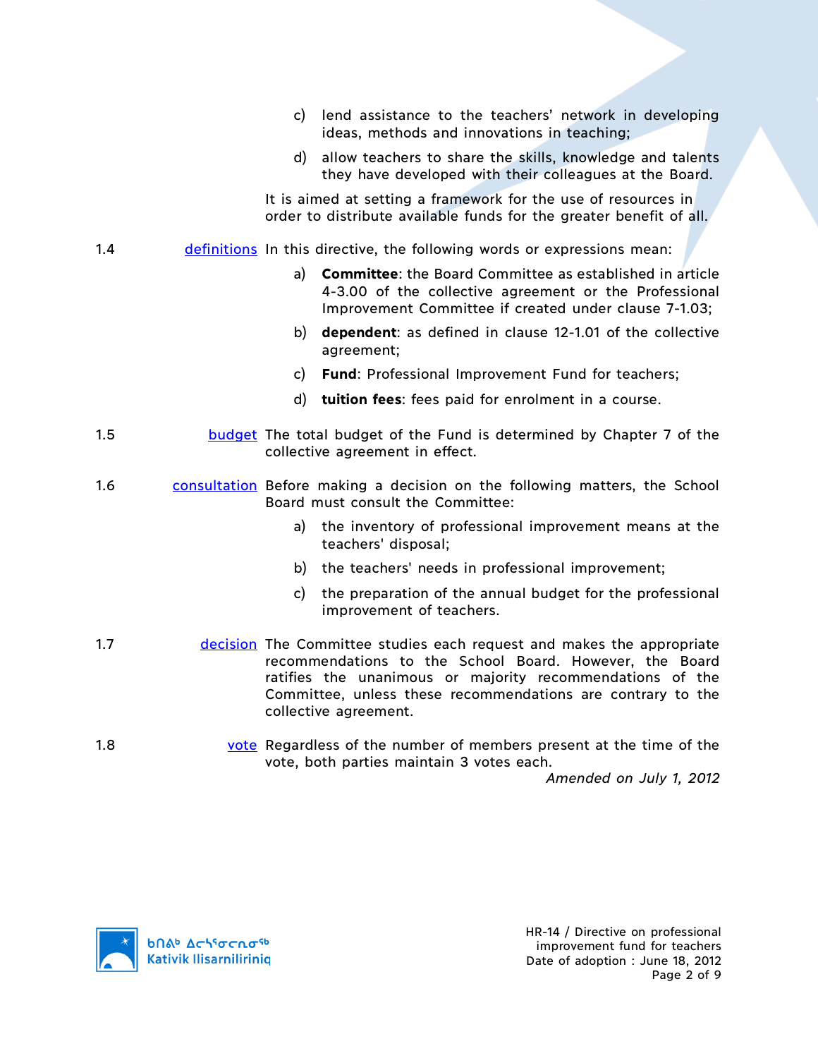c) lend assistance to the teachers' network in developing ideas, methods and innovations in teaching;

d) allow teachers to share the skills, knowledge and talents they have developed with their colleagues at the Board.

It is aimed at setting a framework for the use of resources in order to distribute available funds for the greater benefit of all.

**1.4 definitions** In this directive, the following words or expressions mean:

a) **Committee**: the Board Committee as established in article 4-3.00 of the collective agreement or the Professional Improvement Committee if created under clause 7-1.03;

b) **dependent**: as defined in clause 12-1.01 of the collective agreement;

c) **Fund**: Professional Improvement Fund for teachers;

d) **tuition fees**: fees paid for enrolment in a course.

**1.5 budget** The total budget of the Fund is determined by Chapter 7 of the collective agreement in effect.

**1.6 consultation** Before making a decision on the following matters, the School Board must consult the Committee:

a) the inventory of professional improvement means at the teachers' disposal;

b) the teachers' needs in professional improvement;

c) the preparation of the annual budget for the professional improvement of teachers.

**1.7 decision** The Committee studies each request and makes the appropriate recommendations to the School Board. However, the Board ratifies the unanimous or majority recommendations of the Committee, unless these recommendations are contrary to the collective agreement.

**1.8 vote** Regardless of the number of members present at the time of the vote, both parties maintain 3 votes each.

*Amended on July 1, 2012*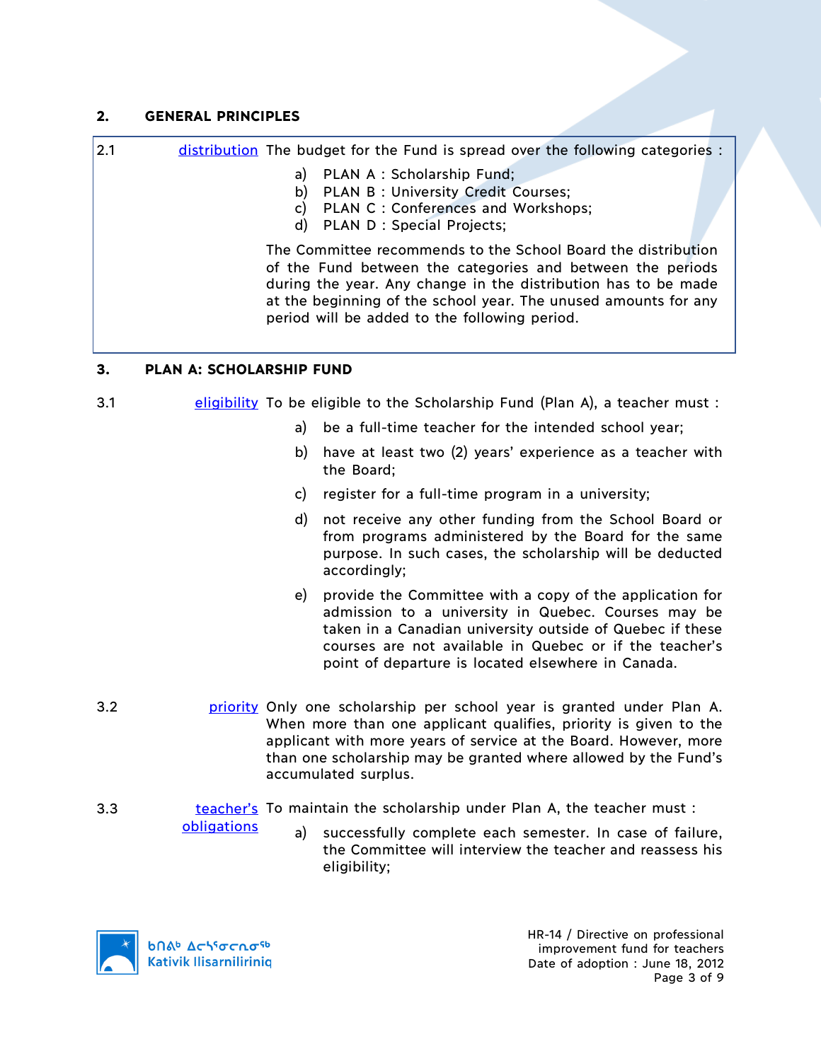## 2. GENERAL PRINCIPLES

**2.1** distribution — The budget for the Fund is spread over the following categories :

a) PLAN A : Scholarship Fund;
b) PLAN B : University Credit Courses;
c) PLAN C : Conferences and Workshops;
d) PLAN D : Special Projects;

The Committee recommends to the School Board the distribution of the Fund between the categories and between the periods during the year. Any change in the distribution has to be made at the beginning of the school year. The unused amounts for any period will be added to the following period.

## 3. PLAN A: SCHOLARSHIP FUND

**3.1** eligibility — To be eligible to the Scholarship Fund (Plan A), a teacher must :

a) be a full-time teacher for the intended school year;

b) have at least two (2) years' experience as a teacher with the Board;

c) register for a full-time program in a university;

d) not receive any other funding from the School Board or from programs administered by the Board for the same purpose. In such cases, the scholarship will be deducted accordingly;

e) provide the Committee with a copy of the application for admission to a university in Quebec. Courses may be taken in a Canadian university outside of Quebec if these courses are not available in Quebec or if the teacher's point of departure is located elsewhere in Canada.

**3.2** priority — Only one scholarship per school year is granted under Plan A. When more than one applicant qualifies, priority is given to the applicant with more years of service at the Board. However, more than one scholarship may be granted where allowed by the Fund's accumulated surplus.

**3.3** teacher's obligations — To maintain the scholarship under Plan A, the teacher must :

a) successfully complete each semester. In case of failure, the Committee will interview the teacher and reassess his eligibility;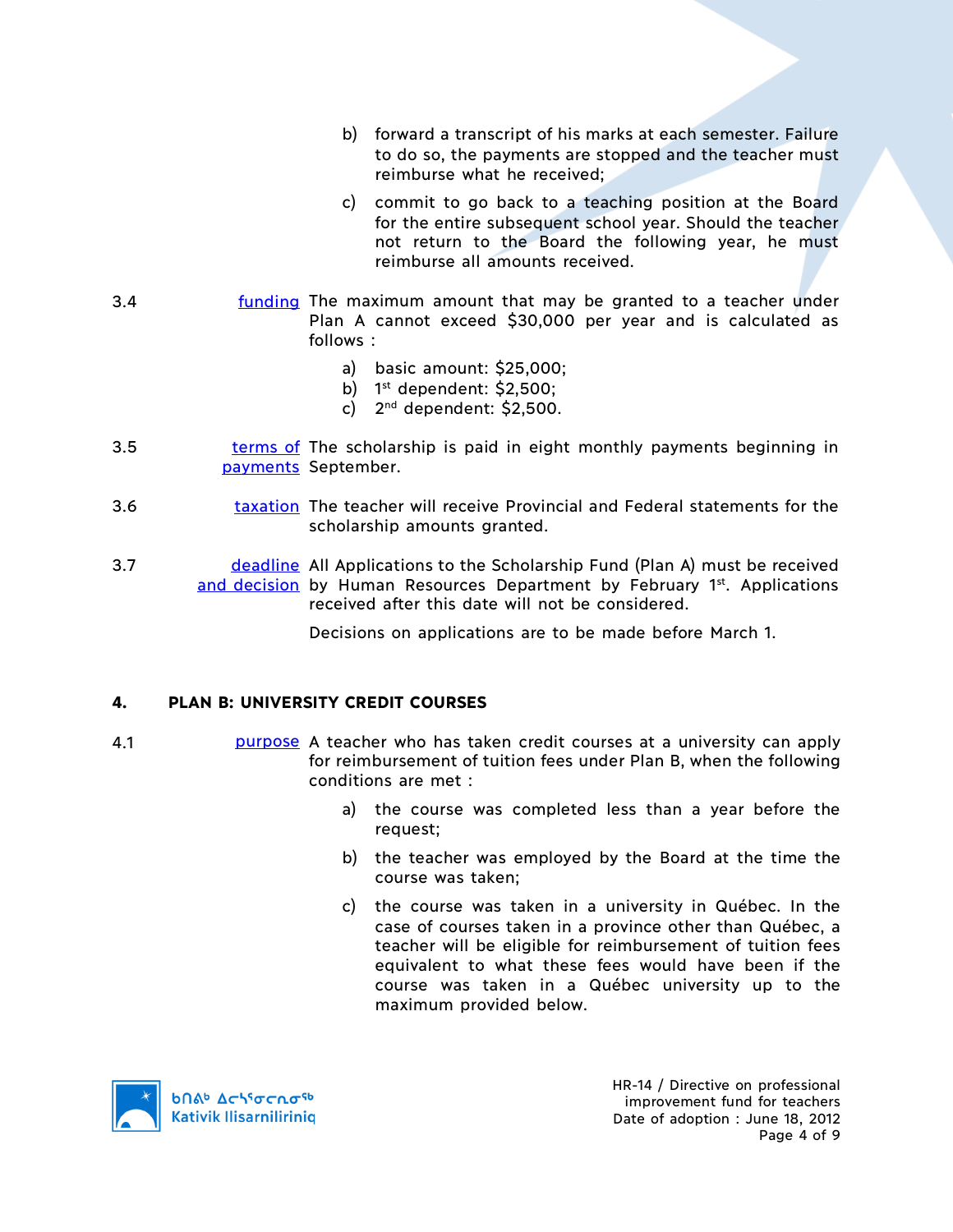b) forward a transcript of his marks at each semester. Failure to do so, the payments are stopped and the teacher must reimburse what he received;

c) commit to go back to a teaching position at the Board for the entire subsequent school year. Should the teacher not return to the Board the following year, he must reimburse all amounts received.

3.4 funding — The maximum amount that may be granted to a teacher under Plan A cannot exceed $30,000 per year and is calculated as follows :

a) basic amount: $25,000;
b) 1st dependent: $2,500;
c) 2nd dependent: $2,500.

3.5 terms of payments — The scholarship is paid in eight monthly payments beginning in September.

3.6 taxation — The teacher will receive Provincial and Federal statements for the scholarship amounts granted.

3.7 deadline and decision — All Applications to the Scholarship Fund (Plan A) must be received by Human Resources Department by February 1st. Applications received after this date will not be considered.

Decisions on applications are to be made before March 1.

## 4. PLAN B: UNIVERSITY CREDIT COURSES

4.1 purpose — A teacher who has taken credit courses at a university can apply for reimbursement of tuition fees under Plan B, when the following conditions are met :

a) the course was completed less than a year before the request;

b) the teacher was employed by the Board at the time the course was taken;

c) the course was taken in a university in Québec. In the case of courses taken in a province other than Québec, a teacher will be eligible for reimbursement of tuition fees equivalent to what these fees would have been if the course was taken in a Québec university up to the maximum provided below.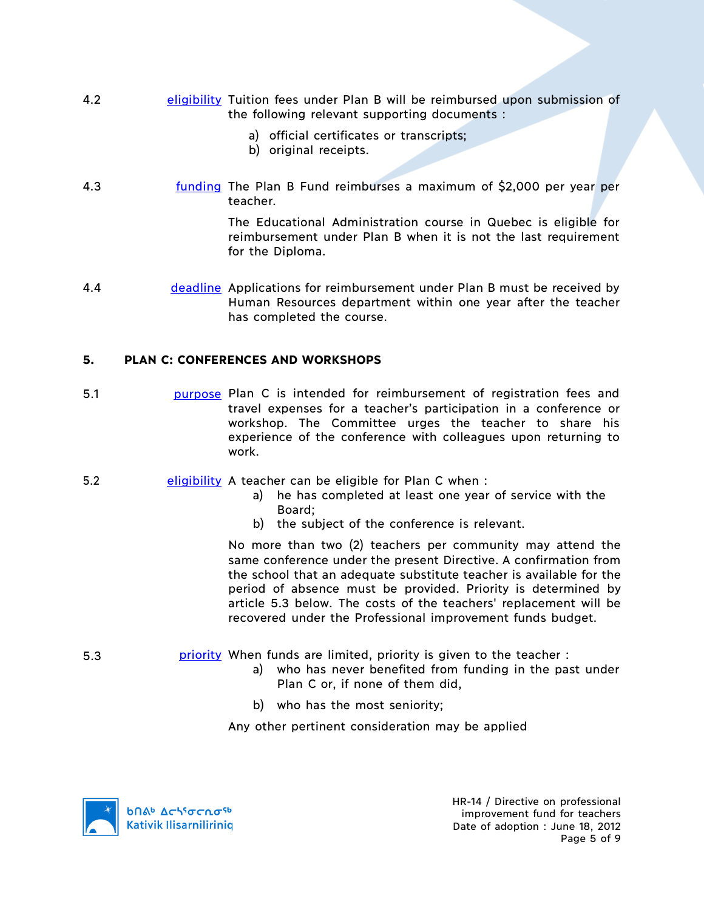4.2 **eligibility** Tuition fees under Plan B will be reimbursed upon submission of the following relevant supporting documents :

a) official certificates or transcripts;
b) original receipts.

4.3 **funding** The Plan B Fund reimburses a maximum of $2,000 per year per teacher.

The Educational Administration course in Quebec is eligible for reimbursement under Plan B when it is not the last requirement for the Diploma.

4.4 **deadline** Applications for reimbursement under Plan B must be received by Human Resources department within one year after the teacher has completed the course.

## 5. PLAN C: CONFERENCES AND WORKSHOPS

5.1 **purpose** Plan C is intended for reimbursement of registration fees and travel expenses for a teacher's participation in a conference or workshop. The Committee urges the teacher to share his experience of the conference with colleagues upon returning to work.

5.2 **eligibility** A teacher can be eligible for Plan C when :

a) he has completed at least one year of service with the Board;
b) the subject of the conference is relevant.

No more than two (2) teachers per community may attend the same conference under the present Directive. A confirmation from the school that an adequate substitute teacher is available for the period of absence must be provided. Priority is determined by article 5.3 below. The costs of the teachers' replacement will be recovered under the Professional improvement funds budget.

5.3 **priority** When funds are limited, priority is given to the teacher :

a) who has never benefited from funding in the past under Plan C or, if none of them did,

b) who has the most seniority;

Any other pertinent consideration may be applied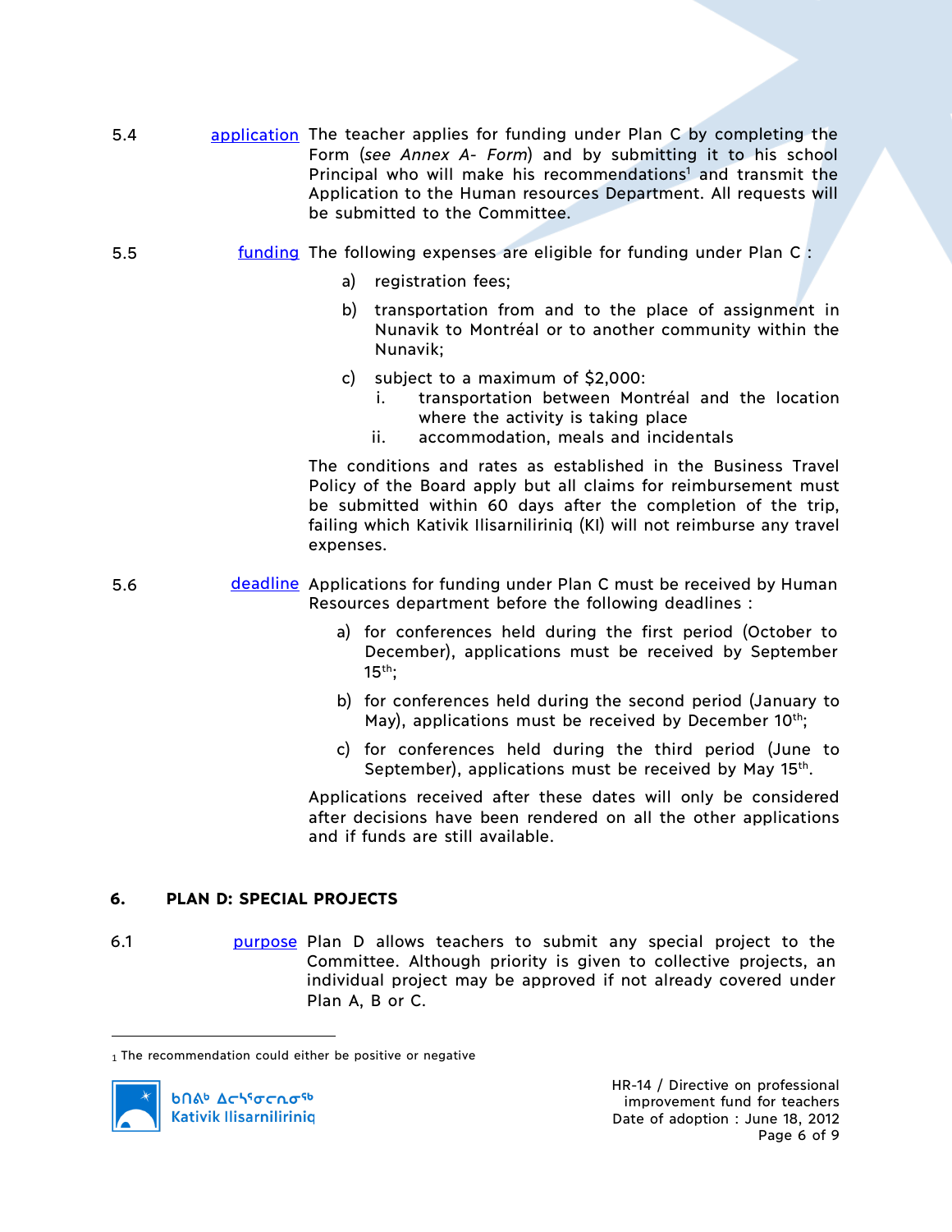5.4 application The teacher applies for funding under Plan C by completing the Form (*see Annex A- Form*) and by submitting it to his school Principal who will make his recommendations[1] and transmit the Application to the Human resources Department. All requests will be submitted to the Committee.

5.5 funding The following expenses are eligible for funding under Plan C :

a) registration fees;

b) transportation from and to the place of assignment in Nunavik to Montréal or to another community within the Nunavik;

c) subject to a maximum of $2,000:
   i. transportation between Montréal and the location where the activity is taking place
   ii. accommodation, meals and incidentals

The conditions and rates as established in the Business Travel Policy of the Board apply but all claims for reimbursement must be submitted within 60 days after the completion of the trip, failing which Kativik Ilisarniliriniq (KI) will not reimburse any travel expenses.

5.6 deadline Applications for funding under Plan C must be received by Human Resources department before the following deadlines :

a) for conferences held during the first period (October to December), applications must be received by September 15th;

b) for conferences held during the second period (January to May), applications must be received by December 10th;

c) for conferences held during the third period (June to September), applications must be received by May 15th.

Applications received after these dates will only be considered after decisions have been rendered on all the other applications and if funds are still available.

## 6. PLAN D: SPECIAL PROJECTS

6.1 purpose Plan D allows teachers to submit any special project to the Committee. Although priority is given to collective projects, an individual project may be approved if not already covered under Plan A, B or C.

[1] The recommendation could either be positive or negative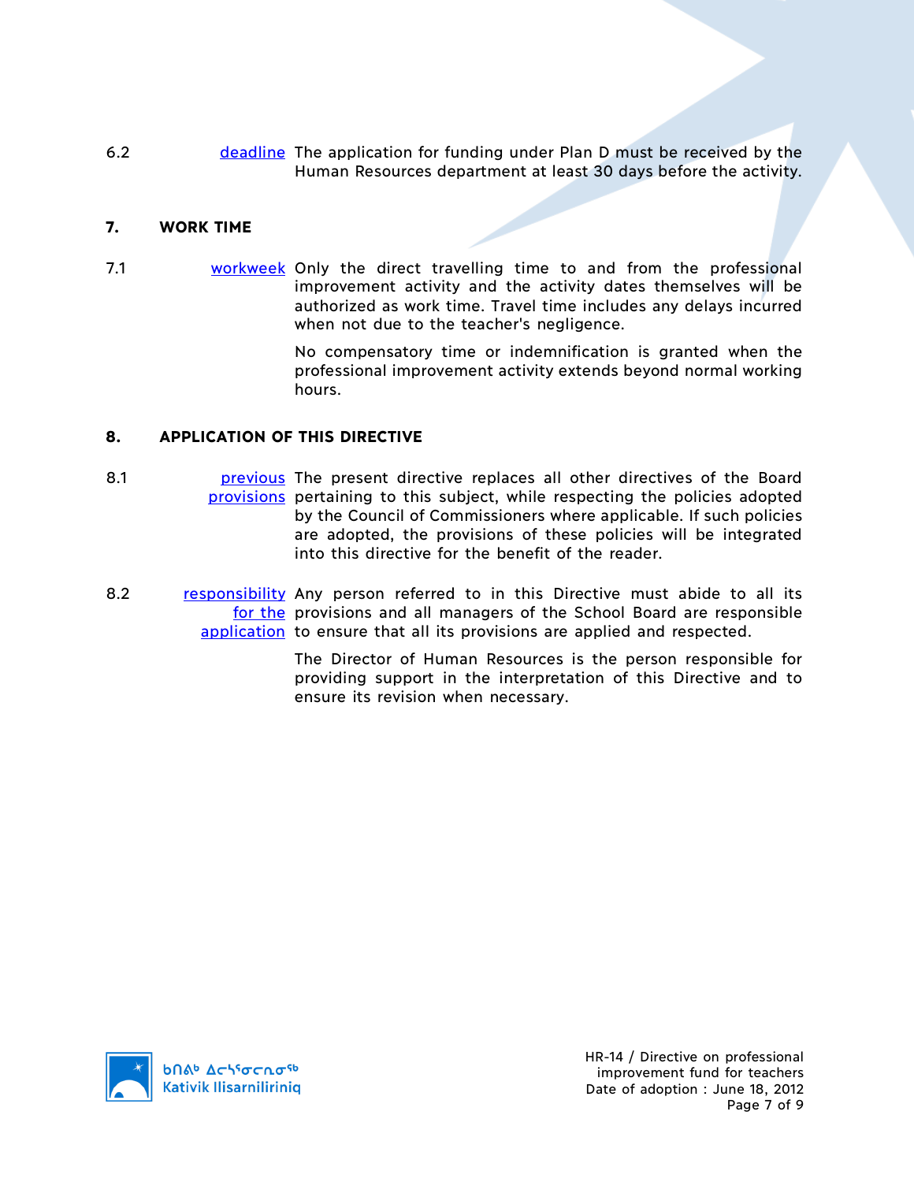6.2 deadline — The application for funding under Plan D must be received by the Human Resources department at least 30 days before the activity.

## 7. WORK TIME

7.1 workweek — Only the direct travelling time to and from the professional improvement activity and the activity dates themselves will be authorized as work time. Travel time includes any delays incurred when not due to the teacher's negligence.

No compensatory time or indemnification is granted when the professional improvement activity extends beyond normal working hours.

## 8. APPLICATION OF THIS DIRECTIVE

8.1 previous provisions — The present directive replaces all other directives of the Board pertaining to this subject, while respecting the policies adopted by the Council of Commissioners where applicable. If such policies are adopted, the provisions of these policies will be integrated into this directive for the benefit of the reader.

8.2 responsibility for the application — Any person referred to in this Directive must abide to all its provisions and all managers of the School Board are responsible to ensure that all its provisions are applied and respected.

The Director of Human Resources is the person responsible for providing support in the interpretation of this Directive and to ensure its revision when necessary.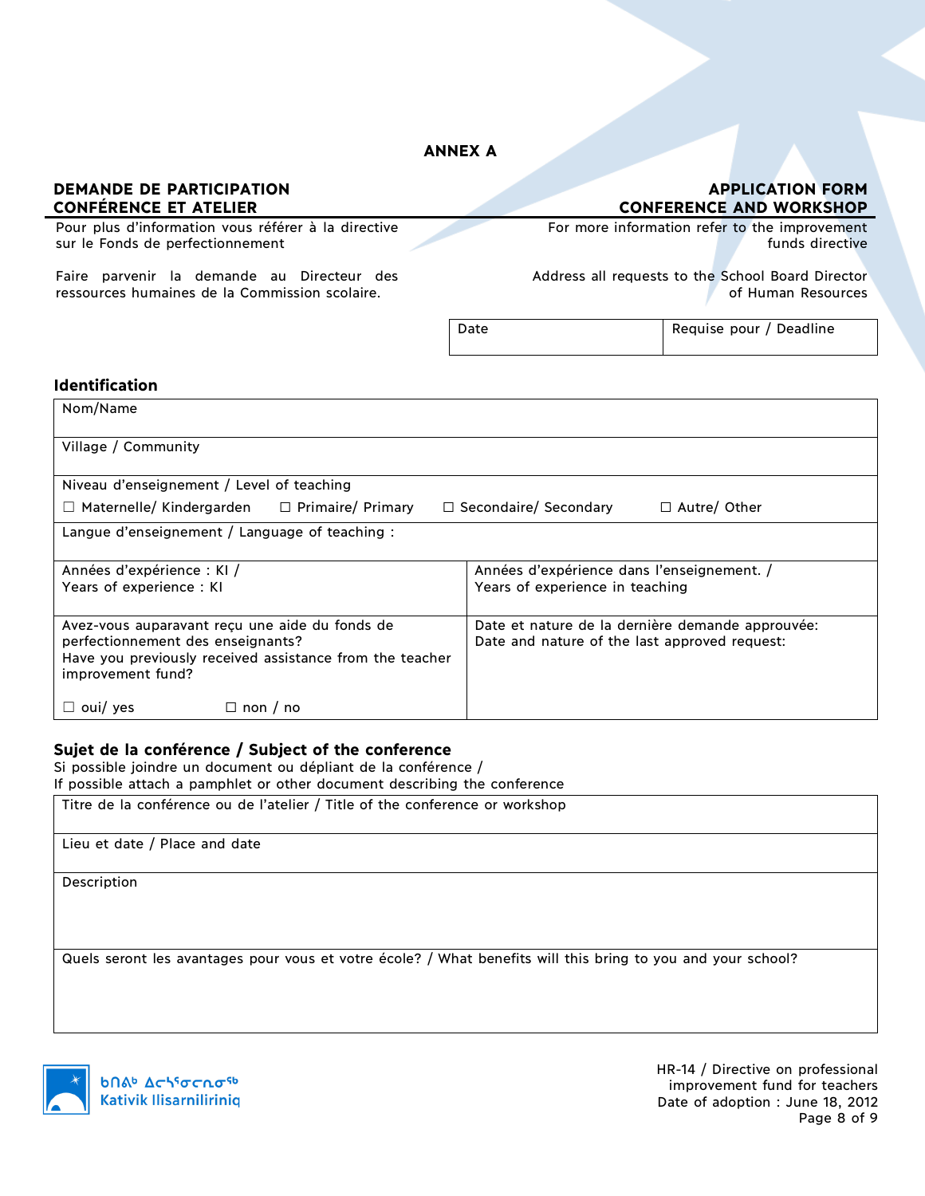## ANNEX A

**DEMANDE DE PARTICIPATION CONFÉRENCE ET ATELIER**

Pour plus d'information vous référer à la directive sur le Fonds de perfectionnement

Faire parvenir la demande au Directeur des ressources humaines de la Commission scolaire.

**APPLICATION FORM CONFERENCE AND WORKSHOP**

For more information refer to the improvement funds directive

Address all requests to the School Board Director of Human Resources

| Date | Requise pour / Deadline |
|---|---|
| | |

### Identification

| | |
|---|---|
| Nom/Name | |
| Village / Community | |
| Niveau d'enseignement / Level of teaching<br>☐ Maternelle/ Kindergarden ☐ Primaire/ Primary ☐ Secondaire/ Secondary ☐ Autre/ Other | |
| Langue d'enseignement / Language of teaching : | |
| Années d'expérience : KI / Years of experience : KI | Années d'expérience dans l'enseignement. / Years of experience in teaching |
| Avez-vous auparavant reçu une aide du fonds de perfectionnement des enseignants?<br>Have you previously received assistance from the teacher improvement fund?<br>☐ oui/ yes ☐ non / no | Date et nature de la dernière demande approuvée:<br>Date and nature of the last approved request: |

### Sujet de la conférence / Subject of the conference

Si possible joindre un document ou dépliant de la conférence /
If possible attach a pamphlet or other document describing the conference

| |
|---|
| Titre de la conférence ou de l'atelier / Title of the conference or workshop |
| Lieu et date / Place and date |
| Description |
| Quels seront les avantages pour vous et votre école? / What benefits will this bring to you and your school? |

ᑲᑎᕕᒃ ᐃᓕᓭᓐᓂᓕᕆᓂᖅ
Kativik Ilisarniliriniq

HR-14 / Directive on professional improvement fund for teachers
Date of adoption : June 18, 2012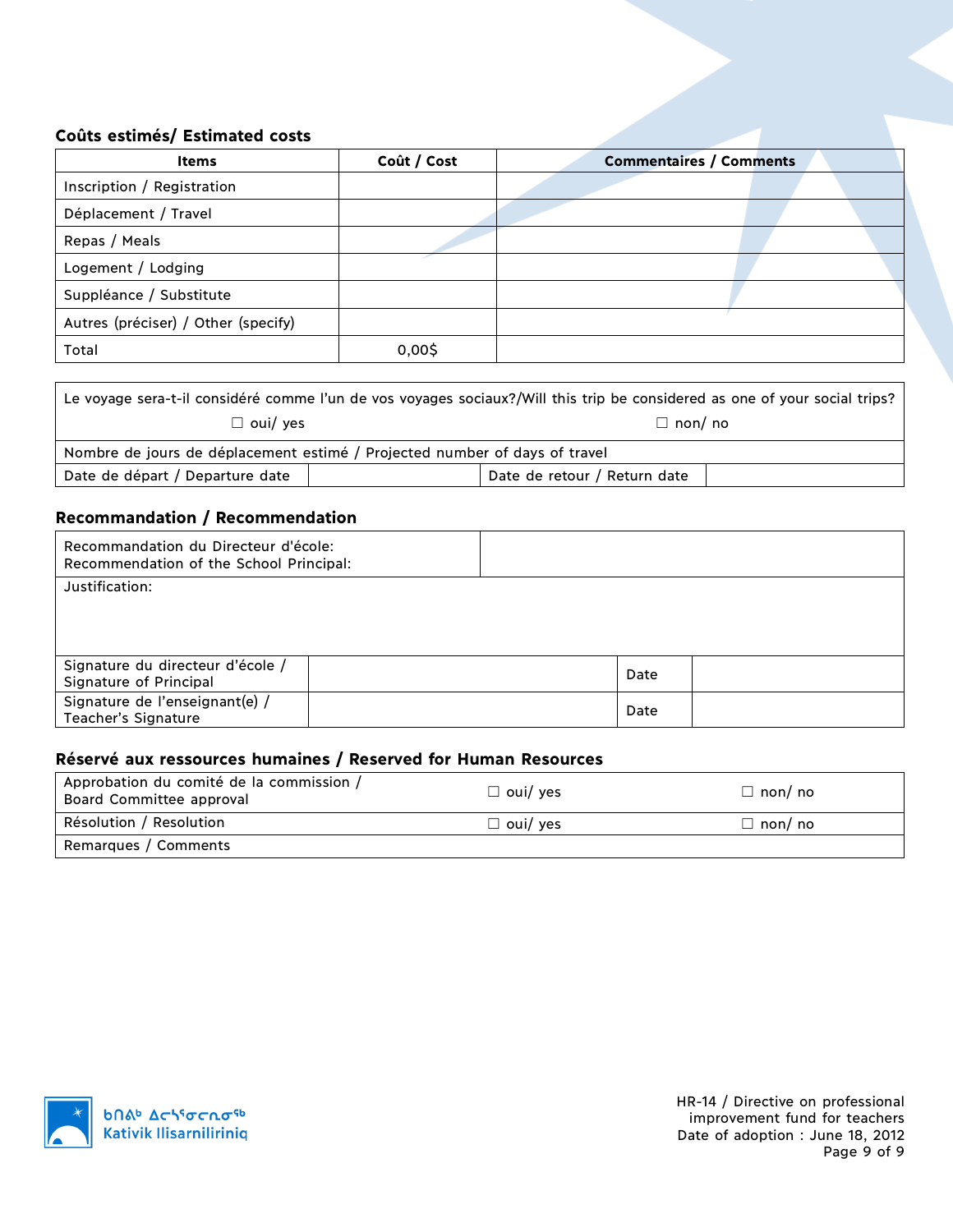### Coûts estimés/ Estimated costs

| Items | Coût / Cost | Commentaires / Comments |
|---|---|---|
| Inscription / Registration | | |
| Déplacement / Travel | | |
| Repas / Meals | | |
| Logement / Lodging | | |
| Suppléance / Substitute | | |
| Autres (préciser) / Other (specify) | | |
| Total | 0,00$ | |

| | | | |
|---|---|---|---|
| Le voyage sera-t-il considéré comme l'un de vos voyages sociaux?/Will this trip be considered as one of your social trips? | | | |
| ☐ oui/ yes | | ☐ non/ no | |
| Nombre de jours de déplacement estimé / Projected number of days of travel | | | |
| Date de départ / Departure date | | Date de retour / Return date | |

### Recommandation / Recommendation

| | | | |
|---|---|---|---|
| Recommandation du Directeur d'école: Recommendation of the School Principal: | | | |
| Justification: | | | |
| Signature du directeur d'école / Signature of Principal | | Date | |
| Signature de l'enseignant(e) / Teacher's Signature | | Date | |

### Réservé aux ressources humaines / Reserved for Human Resources

| | | |
|---|---|---|
| Approbation du comité de la commission / Board Committee approval | ☐ oui/ yes | ☐ non/ no |
| Résolution / Resolution | ☐ oui/ yes | ☐ non/ no |
| Remarques / Comments | | |